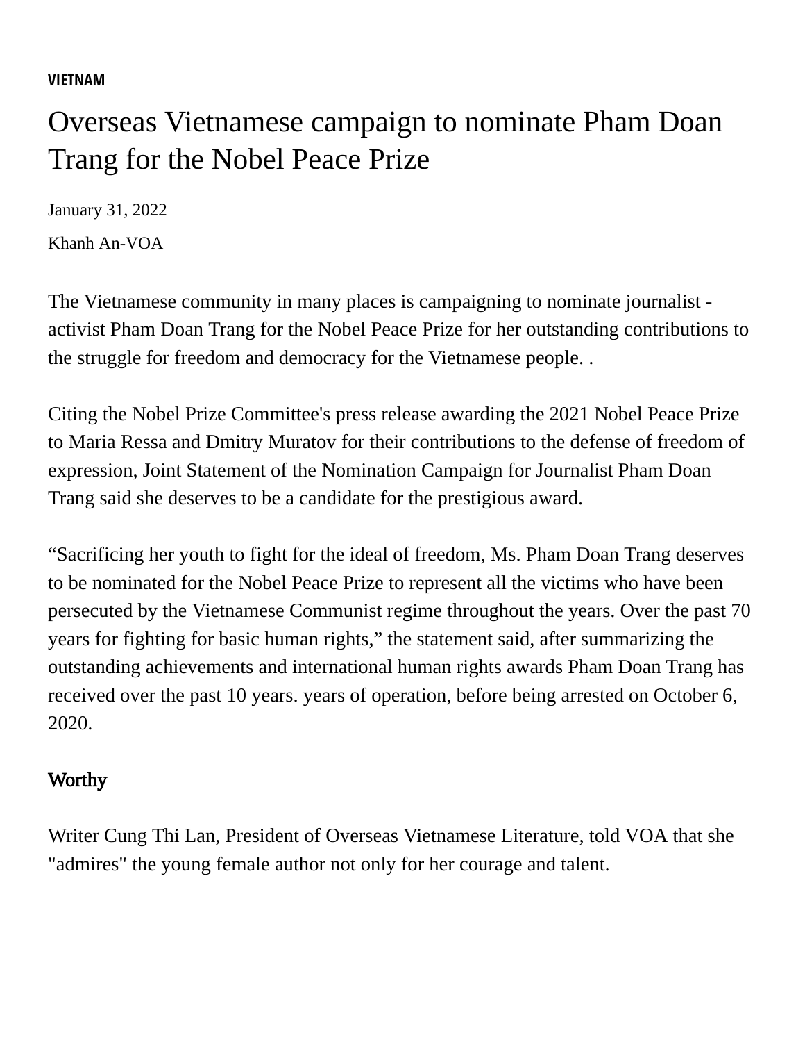**VIETNAM**

# Overseas Vietnamese campaign to nominate Pham Doan Trang for the Nobel Peace Prize

January 31, 2022

Khanh An-VOA

The Vietnamese community in many places is campaigning to nominate journalist - activist Pham Doan Trang for the Nobel Peace Prize for her outstanding contributions to the struggle for freedom and democracy for the Vietnamese people. .

Citing the Nobel Prize Committee's press release awarding the 2021 Nobel Peace Prize to Maria Ressa and Dmitry Muratov for their contributions to the defense of freedom of expression, Joint Statement of the Nomination Campaign for Journalist Pham Doan Trang said she deserves to be a candidate for the prestigious award.

“Sacrificing her youth to fight for the ideal of freedom, Ms. Pham Doan Trang deserves to be nominated for the Nobel Peace Prize to represent all the victims who have been persecuted by the Vietnamese Communist regime throughout the years. Over the past 70 years for fighting for basic human rights,” the statement said, after summarizing the outstanding achievements and international human rights awards Pham Doan Trang has received over the past 10 years. years of operation, before being arrested on October 6, 2020.

## Worthy

Writer Cung Thi Lan, President of Overseas Vietnamese Literature, told VOA that she "admires" the young female author not only for her courage and talent.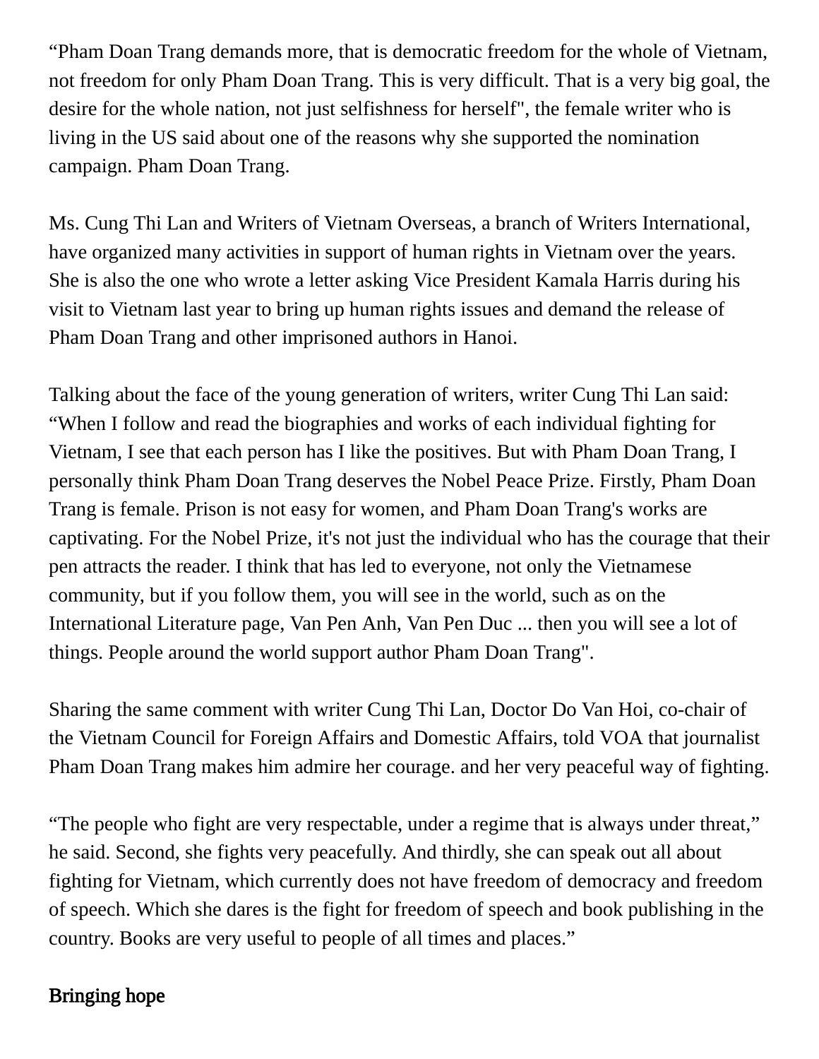“Pham Doan Trang demands more, that is democratic freedom for the whole of Vietnam, not freedom for only Pham Doan Trang. This is very difficult. That is a very big goal, the desire for the whole nation, not just selfishness for herself", the female writer who is living in the US said about one of the reasons why she supported the nomination campaign. Pham Doan Trang.

Ms. Cung Thi Lan and Writers of Vietnam Overseas, a branch of Writers International, have organized many activities in support of human rights in Vietnam over the years. She is also the one who wrote a letter asking Vice President Kamala Harris during his visit to Vietnam last year to bring up human rights issues and demand the release of Pham Doan Trang and other imprisoned authors in Hanoi.

Talking about the face of the young generation of writers, writer Cung Thi Lan said: “When I follow and read the biographies and works of each individual fighting for Vietnam, I see that each person has I like the positives. But with Pham Doan Trang, I personally think Pham Doan Trang deserves the Nobel Peace Prize. Firstly, Pham Doan Trang is female. Prison is not easy for women, and Pham Doan Trang's works are captivating. For the Nobel Prize, it's not just the individual who has the courage that their pen attracts the reader. I think that has led to everyone, not only the Vietnamese community, but if you follow them, you will see in the world, such as on the International Literature page, Van Pen Anh, Van Pen Duc ... then you will see a lot of things. People around the world support author Pham Doan Trang".

Sharing the same comment with writer Cung Thi Lan, Doctor Do Van Hoi, co-chair of the Vietnam Council for Foreign Affairs and Domestic Affairs, told VOA that journalist Pham Doan Trang makes him admire her courage. and her very peaceful way of fighting.

“The people who fight are very respectable, under a regime that is always under threat,” he said. Second, she fights very peacefully. And thirdly, she can speak out all about fighting for Vietnam, which currently does not have freedom of democracy and freedom of speech. Which she dares is the fight for freedom of speech and book publishing in the country. Books are very useful to people of all times and places.”

## Bringing hope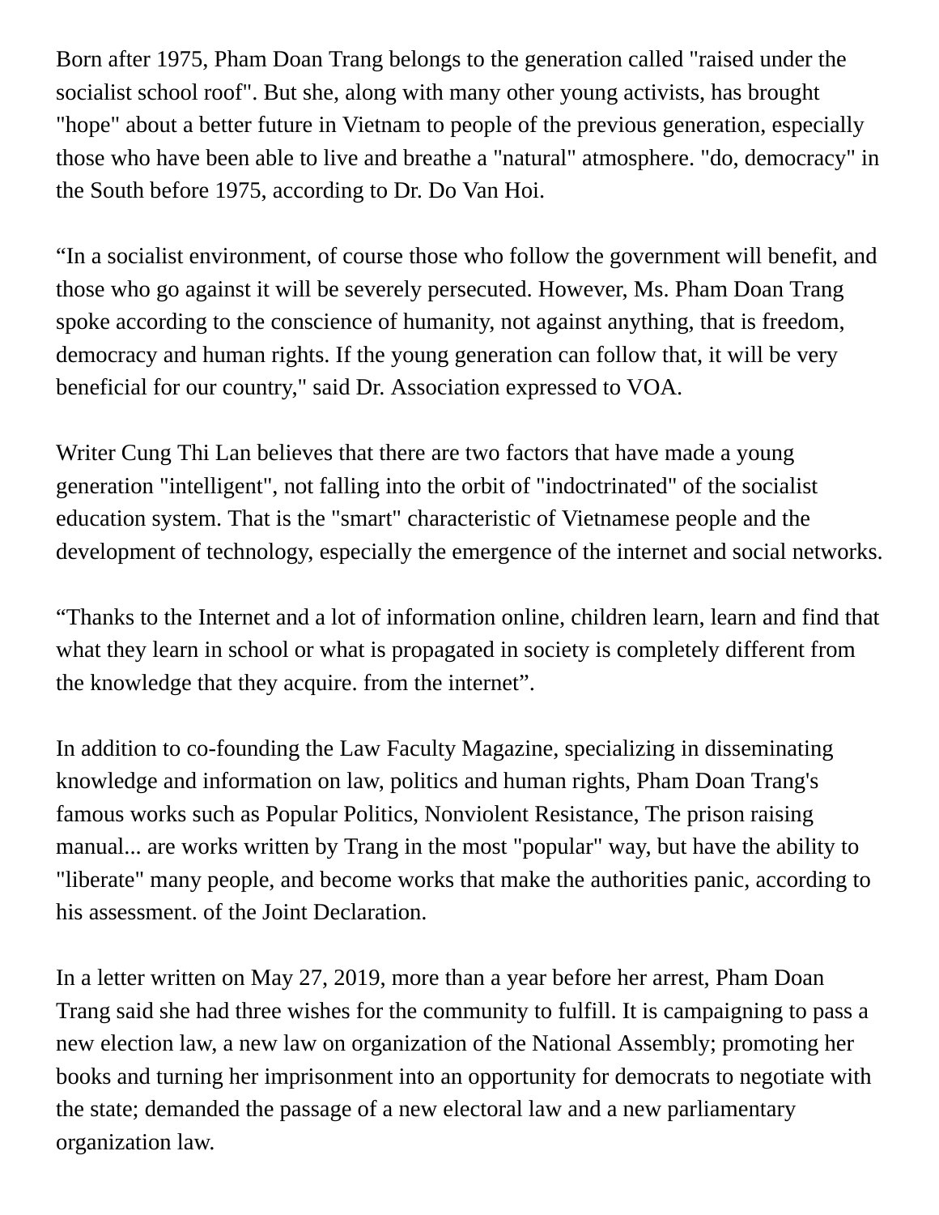Born after 1975, Pham Doan Trang belongs to the generation called "raised under the socialist school roof". But she, along with many other young activists, has brought "hope" about a better future in Vietnam to people of the previous generation, especially those who have been able to live and breathe a "natural" atmosphere. "do, democracy" in the South before 1975, according to Dr. Do Van Hoi.

“In a socialist environment, of course those who follow the government will benefit, and those who go against it will be severely persecuted. However, Ms. Pham Doan Trang spoke according to the conscience of humanity, not against anything, that is freedom, democracy and human rights. If the young generation can follow that, it will be very beneficial for our country," said Dr. Association expressed to VOA.

Writer Cung Thi Lan believes that there are two factors that have made a young generation "intelligent", not falling into the orbit of "indoctrinated" of the socialist education system. That is the "smart" characteristic of Vietnamese people and the development of technology, especially the emergence of the internet and social networks.

“Thanks to the Internet and a lot of information online, children learn, learn and find that what they learn in school or what is propagated in society is completely different from the knowledge that they acquire. from the internet”.

In addition to co-founding the Law Faculty Magazine, specializing in disseminating knowledge and information on law, politics and human rights, Pham Doan Trang's famous works such as Popular Politics, Nonviolent Resistance, The prison raising manual... are works written by Trang in the most "popular" way, but have the ability to "liberate" many people, and become works that make the authorities panic, according to his assessment. of the Joint Declaration.

In a letter written on May 27, 2019, more than a year before her arrest, Pham Doan Trang said she had three wishes for the community to fulfill. It is campaigning to pass a new election law, a new law on organization of the National Assembly; promoting her books and turning her imprisonment into an opportunity for democrats to negotiate with the state; demanded the passage of a new electoral law and a new parliamentary organization law.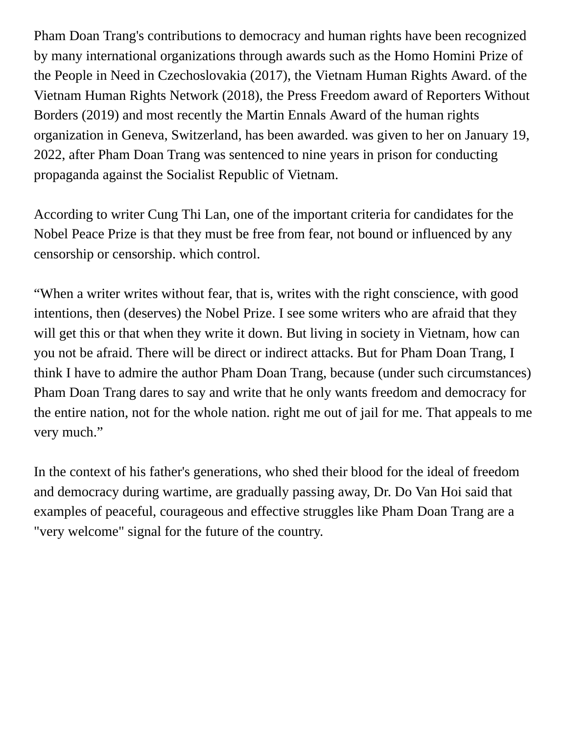Pham Doan Trang's contributions to democracy and human rights have been recognized by many international organizations through awards such as the Homo Homini Prize of the People in Need in Czechoslovakia (2017), the Vietnam Human Rights Award. of the Vietnam Human Rights Network (2018), the Press Freedom award of Reporters Without Borders (2019) and most recently the Martin Ennals Award of the human rights organization in Geneva, Switzerland, has been awarded. was given to her on January 19, 2022, after Pham Doan Trang was sentenced to nine years in prison for conducting propaganda against the Socialist Republic of Vietnam.

According to writer Cung Thi Lan, one of the important criteria for candidates for the Nobel Peace Prize is that they must be free from fear, not bound or influenced by any censorship or censorship. which control.

“When a writer writes without fear, that is, writes with the right conscience, with good intentions, then (deserves) the Nobel Prize. I see some writers who are afraid that they will get this or that when they write it down. But living in society in Vietnam, how can you not be afraid. There will be direct or indirect attacks. But for Pham Doan Trang, I think I have to admire the author Pham Doan Trang, because (under such circumstances) Pham Doan Trang dares to say and write that he only wants freedom and democracy for the entire nation, not for the whole nation. right me out of jail for me. That appeals to me very much.”

In the context of his father's generations, who shed their blood for the ideal of freedom and democracy during wartime, are gradually passing away, Dr. Do Van Hoi said that examples of peaceful, courageous and effective struggles like Pham Doan Trang are a "very welcome" signal for the future of the country.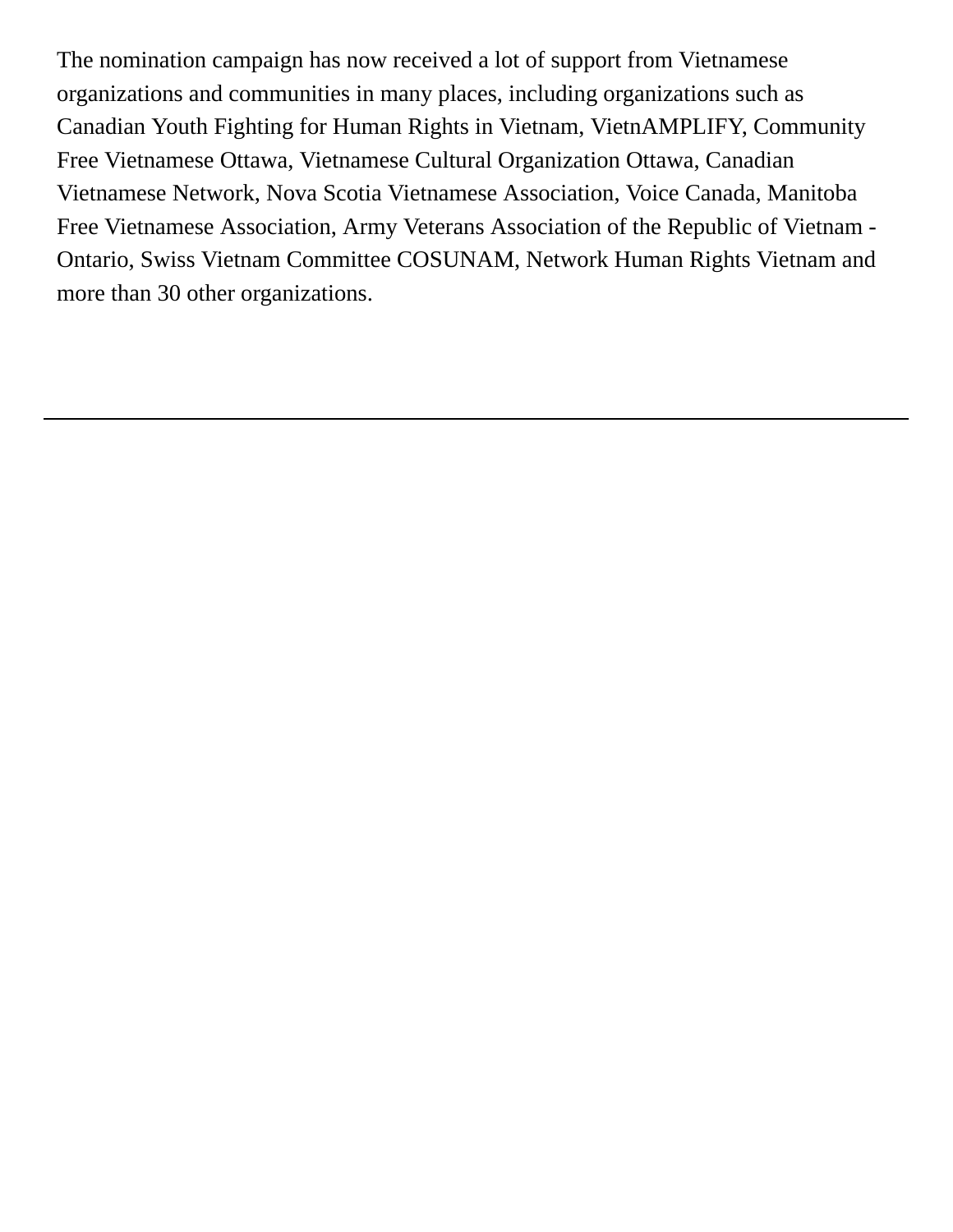The nomination campaign has now received a lot of support from Vietnamese organizations and communities in many places, including organizations such as Canadian Youth Fighting for Human Rights in Vietnam, VietnAMPLIFY, Community Free Vietnamese Ottawa, Vietnamese Cultural Organization Ottawa, Canadian Vietnamese Network, Nova Scotia Vietnamese Association, Voice Canada, Manitoba Free Vietnamese Association, Army Veterans Association of the Republic of Vietnam - Ontario, Swiss Vietnam Committee COSUNAM, Network Human Rights Vietnam and more than 30 other organizations.

---